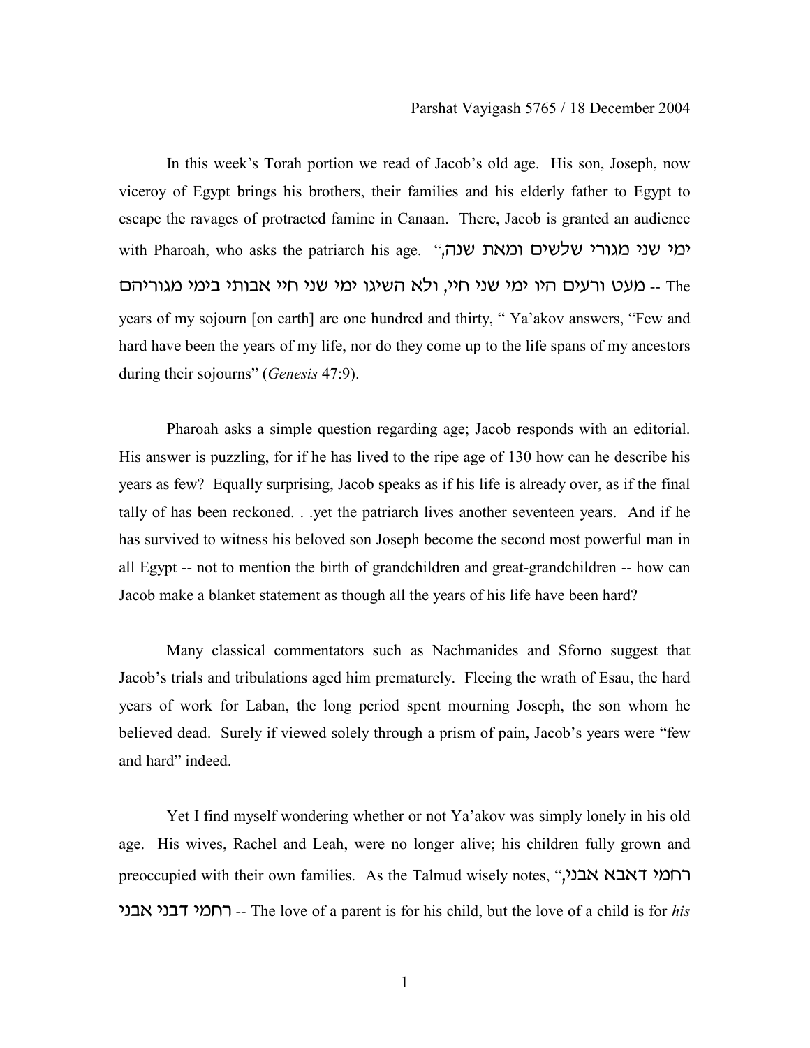Parshat Vayigash 5765 / 18 December 2004

In this week's Torah portion we read of Jacob's old age. His son, Joseph, now viceroy of Egypt brings his brothers, their families and his elderly father to Egypt to escape the ravages of protracted famine in Canaan. There, Jacob is granted an audience with Pharoah, who asks the patriarch his age. "ימי שני מגורי שלשים ומאת שנה, מעט ורעים היו ימי שני חיי, ולא השיגו ימי שני חיי אבותי בימי מגוריהם -- The years of my sojourn [on earth] are one hundred and thirty, " Ya'akov answers, "Few and hard have been the years of my life, nor do they come up to the life spans of my ancestors during their sojourns" (*Genesis* 47:9).

Pharoah asks a simple question regarding age; Jacob responds with an editorial. His answer is puzzling, for if he has lived to the ripe age of 130 how can he describe his years as few? Equally surprising, Jacob speaks as if his life is already over, as if the final tally of has been reckoned. . .yet the patriarch lives another seventeen years. And if he has survived to witness his beloved son Joseph become the second most powerful man in all Egypt -- not to mention the birth of grandchildren and great-grandchildren -- how can Jacob make a blanket statement as though all the years of his life have been hard?

Many classical commentators such as Nachmanides and Sforno suggest that Jacob's trials and tribulations aged him prematurely. Fleeing the wrath of Esau, the hard years of work for Laban, the long period spent mourning Joseph, the son whom he believed dead. Surely if viewed solely through a prism of pain, Jacob's years were "few and hard" indeed.

Yet I find myself wondering whether or not Ya'akov was simply lonely in his old age. His wives, Rachel and Leah, were no longer alive; his children fully grown and preoccupied with their own families. As the Talmud wisely notes, "רחמי דאבא אבני, רחמי דבני אבני -- The love of a parent is for his child, but the love of a child is for *his*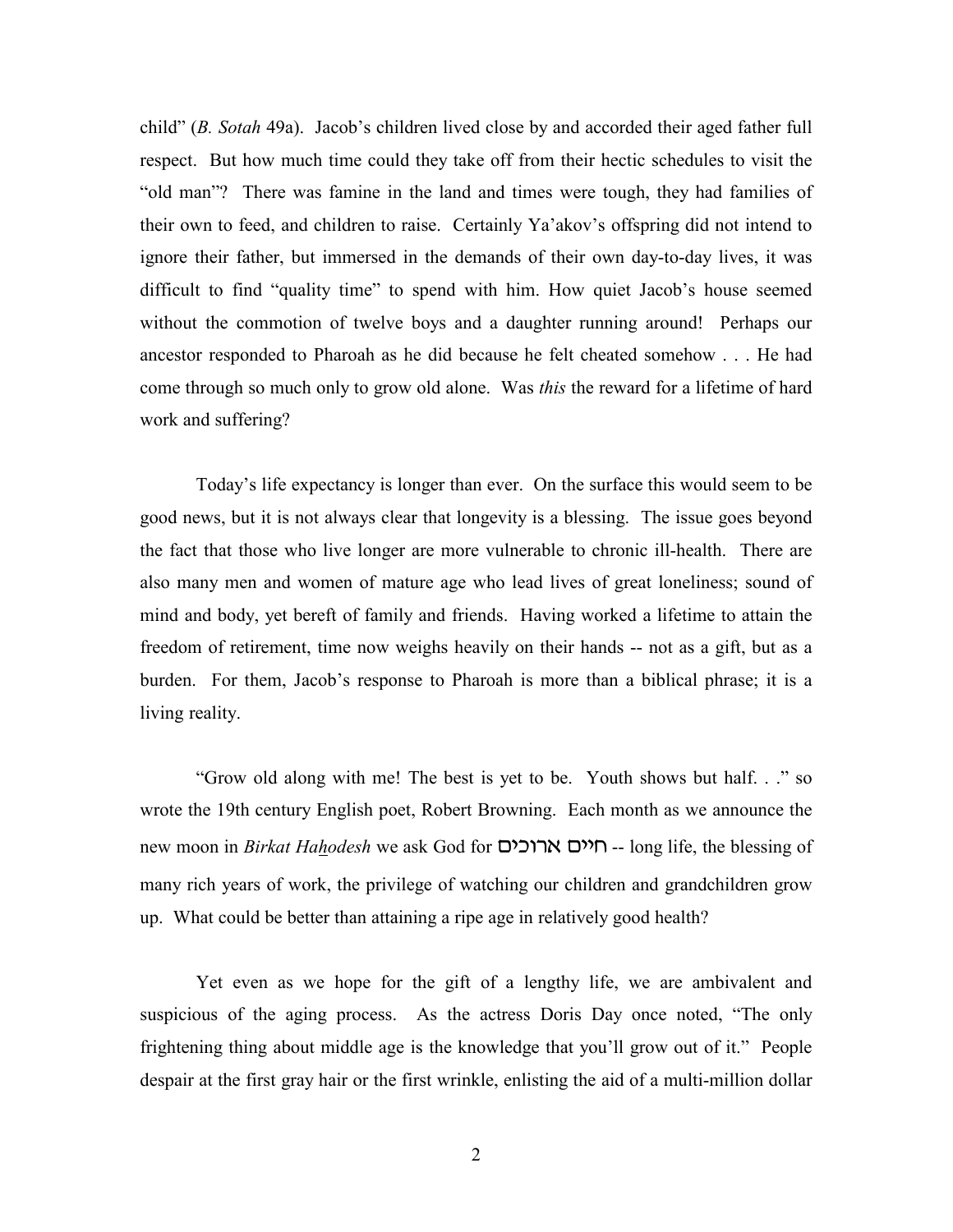child" (*B. Sotah* 49a). Jacob's children lived close by and accorded their aged father full respect. But how much time could they take off from their hectic schedules to visit the "old man"? There was famine in the land and times were tough, they had families of their own to feed, and children to raise. Certainly Ya'akov's offspring did not intend to ignore their father, but immersed in the demands of their own day-to-day lives, it was difficult to find "quality time" to spend with him. How quiet Jacob's house seemed without the commotion of twelve boys and a daughter running around! Perhaps our ancestor responded to Pharoah as he did because he felt cheated somehow . . . He had come through so much only to grow old alone. Was *this* the reward for a lifetime of hard work and suffering?

Today's life expectancy is longer than ever. On the surface this would seem to be good news, but it is not always clear that longevity is a blessing. The issue goes beyond the fact that those who live longer are more vulnerable to chronic ill-health. There are also many men and women of mature age who lead lives of great loneliness; sound of mind and body, yet bereft of family and friends. Having worked a lifetime to attain the freedom of retirement, time now weighs heavily on their hands -- not as a gift, but as a burden. For them, Jacob's response to Pharoah is more than a biblical phrase; it is a living reality.

"Grow old along with me! The best is yet to be. Youth shows but half. . ." so wrote the 19th century English poet, Robert Browning. Each month as we announce the new moon in *Birkat Hahodesh* we ask God for חיים ארוכים -- long life, the blessing of many rich years of work, the privilege of watching our children and grandchildren grow up. What could be better than attaining a ripe age in relatively good health?

Yet even as we hope for the gift of a lengthy life, we are ambivalent and suspicious of the aging process. As the actress Doris Day once noted, "The only frightening thing about middle age is the knowledge that you'll grow out of it." People despair at the first gray hair or the first wrinkle, enlisting the aid of a multi-million dollar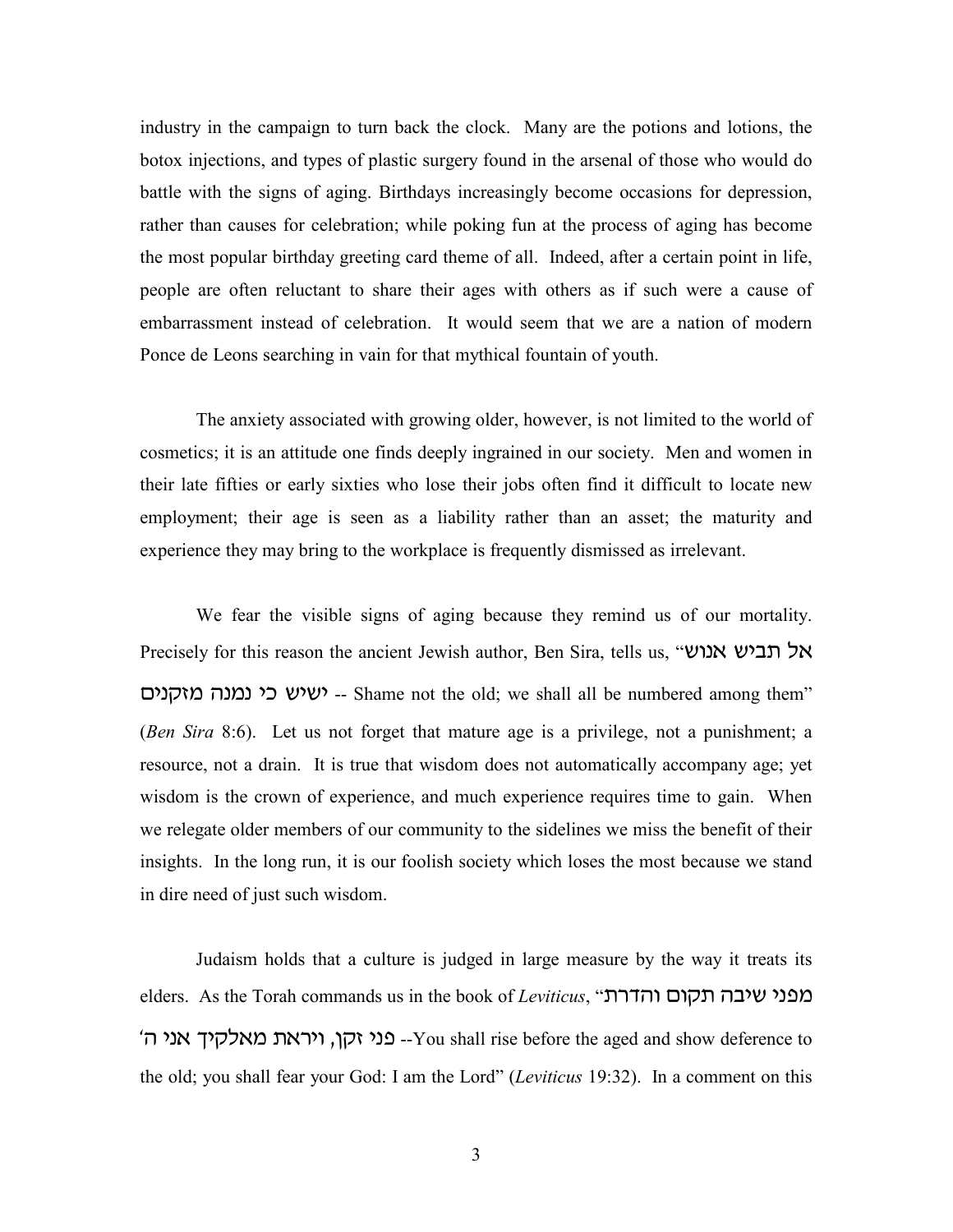industry in the campaign to turn back the clock. Many are the potions and lotions, the botox injections, and types of plastic surgery found in the arsenal of those who would do battle with the signs of aging. Birthdays increasingly become occasions for depression, rather than causes for celebration; while poking fun at the process of aging has become the most popular birthday greeting card theme of all. Indeed, after a certain point in life, people are often reluctant to share their ages with others as if such were a cause of embarrassment instead of celebration. It would seem that we are a nation of modern Ponce de Leons searching in vain for that mythical fountain of youth.

The anxiety associated with growing older, however, is not limited to the world of cosmetics; it is an attitude one finds deeply ingrained in our society. Men and women in their late fifties or early sixties who lose their jobs often find it difficult to locate new employment; their age is seen as a liability rather than an asset; the maturity and experience they may bring to the workplace is frequently dismissed as irrelevant.

We fear the visible signs of aging because they remind us of our mortality. Precisely for this reason the ancient Jewish author, Ben Sira, tells us, "אל תביש אנוש ישיש כי נמנה מזקנים -- Shame not the old; we shall all be numbered among them" (*Ben Sira* 8:6). Let us not forget that mature age is a privilege, not a punishment; a resource, not a drain. It is true that wisdom does not automatically accompany age; yet wisdom is the crown of experience, and much experience requires time to gain. When we relegate older members of our community to the sidelines we miss the benefit of their insights. In the long run, it is our foolish society which loses the most because we stand in dire need of just such wisdom.

Judaism holds that a culture is judged in large measure by the way it treats its elders. As the Torah commands us in the book of *Leviticus*, "מפני שיבה תקום והדרת פני זקן, ויראת מאלקיך אני ה' --You shall rise before the aged and show deference to the old; you shall fear your God: I am the Lord" (*Leviticus* 19:32). In a comment on this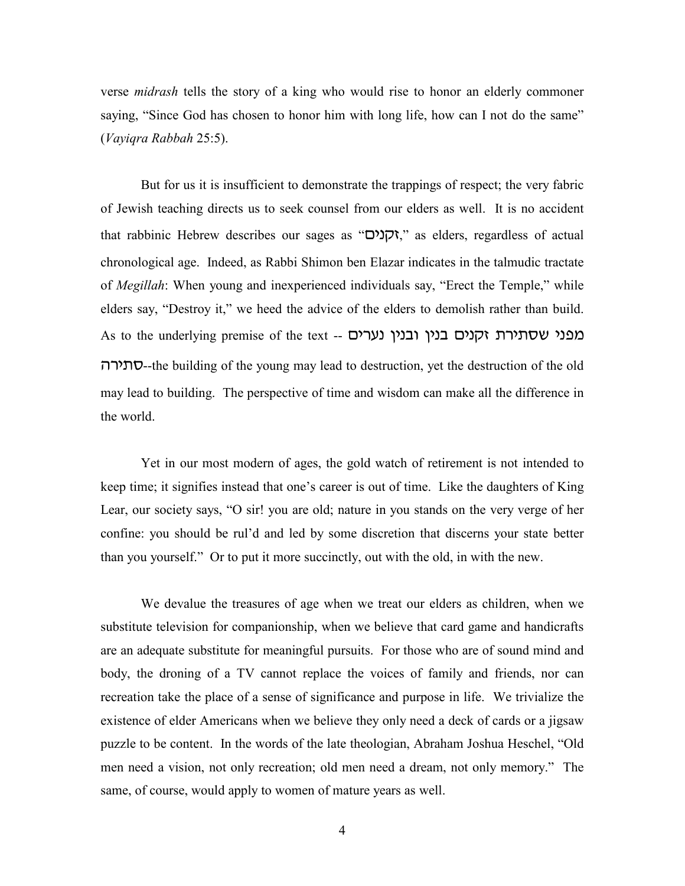verse *midrash* tells the story of a king who would rise to honor an elderly commoner saying, "Since God has chosen to honor him with long life, how can I not do the same" (*Vayiqra Rabbah* 25:5).

But for us it is insufficient to demonstrate the trappings of respect; the very fabric of Jewish teaching directs us to seek counsel from our elders as well. It is no accident that rabbinic Hebrew describes our sages as "זקנים," as elders, regardless of actual chronological age. Indeed, as Rabbi Shimon ben Elazar indicates in the talmudic tractate of *Megillah*: When young and inexperienced individuals say, "Erect the Temple," while elders say, "Destroy it," we heed the advice of the elders to demolish rather than build. As to the underlying premise of the text -- מפני שסתירת זקנים בנין ובנין נערים סתירה--the building of the young may lead to destruction, yet the destruction of the old may lead to building. The perspective of time and wisdom can make all the difference in the world.

Yet in our most modern of ages, the gold watch of retirement is not intended to keep time; it signifies instead that one's career is out of time. Like the daughters of King Lear, our society says, "O sir! you are old; nature in you stands on the very verge of her confine: you should be rul'd and led by some discretion that discerns your state better than you yourself." Or to put it more succinctly, out with the old, in with the new.

We devalue the treasures of age when we treat our elders as children, when we substitute television for companionship, when we believe that card game and handicrafts are an adequate substitute for meaningful pursuits. For those who are of sound mind and body, the droning of a TV cannot replace the voices of family and friends, nor can recreation take the place of a sense of significance and purpose in life. We trivialize the existence of elder Americans when we believe they only need a deck of cards or a jigsaw puzzle to be content. In the words of the late theologian, Abraham Joshua Heschel, "Old men need a vision, not only recreation; old men need a dream, not only memory." The same, of course, would apply to women of mature years as well.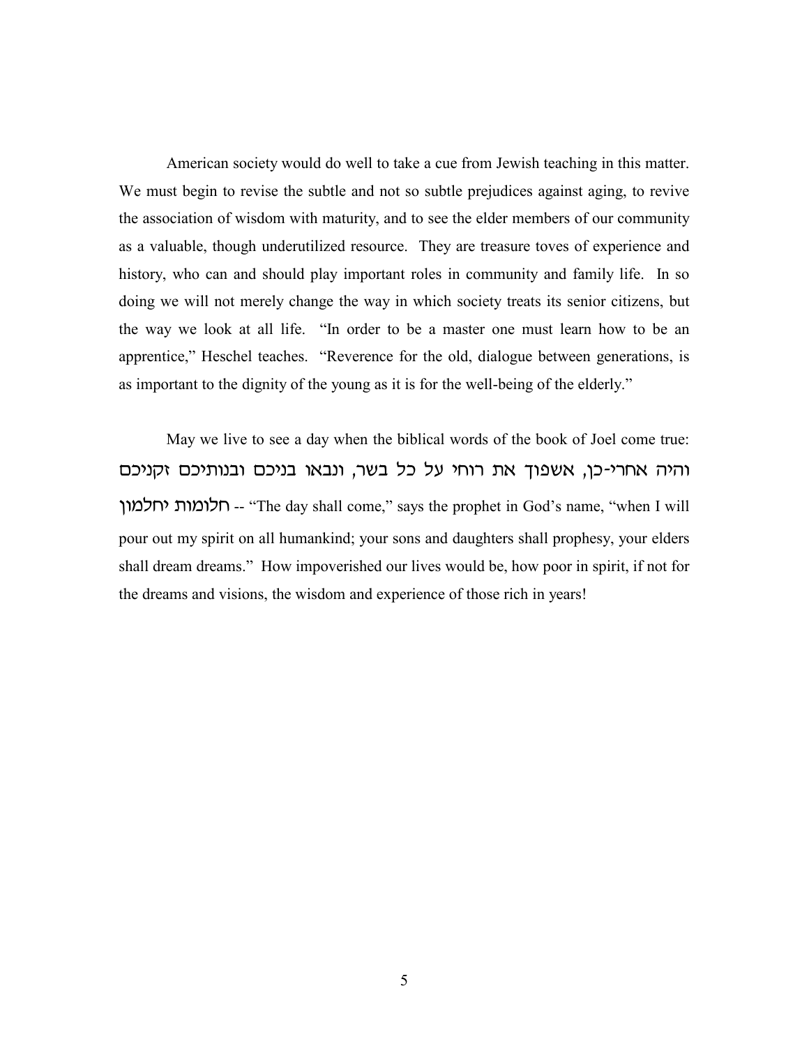American society would do well to take a cue from Jewish teaching in this matter. We must begin to revise the subtle and not so subtle prejudices against aging, to revive the association of wisdom with maturity, and to see the elder members of our community as a valuable, though underutilized resource. They are treasure toves of experience and history, who can and should play important roles in community and family life. In so doing we will not merely change the way in which society treats its senior citizens, but the way we look at all life. "In order to be a master one must learn how to be an apprentice," Heschel teaches. "Reverence for the old, dialogue between generations, is as important to the dignity of the young as it is for the well-being of the elderly."

May we live to see a day when the biblical words of the book of Joel come true: והיה אחרי-כן, אשפוך את רוחי על כל בשר, ונבאו בניכם ובנותיכם זקניכם חלומות יחלמון -- "The day shall come," says the prophet in God's name, "when I will pour out my spirit on all humankind; your sons and daughters shall prophesy, your elders shall dream dreams." How impoverished our lives would be, how poor in spirit, if not for the dreams and visions, the wisdom and experience of those rich in years!